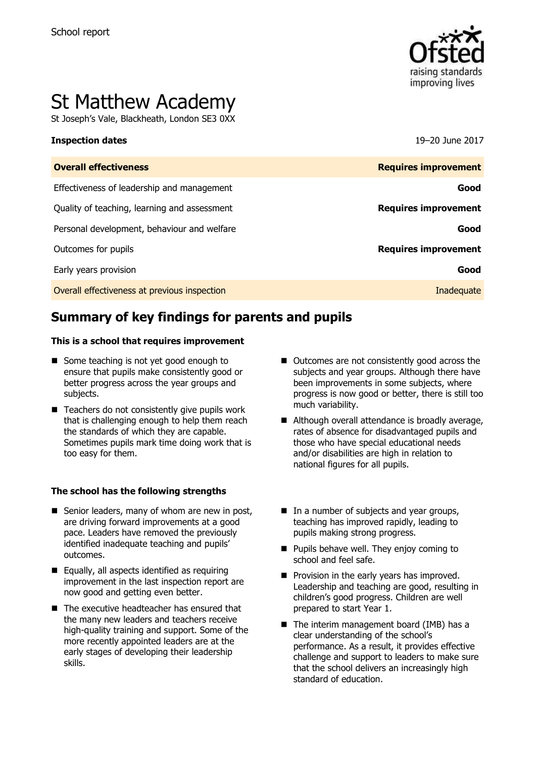School report

# St Matthew Academy

St Joseph's Vale, Blackheath, London SE3 0XX

**Inspection dates** 19–20 June 2017

| **Overall effectiveness** | **Requires improvement** |
| --- | --- |
| Effectiveness of leadership and management | **Good** |
| Quality of teaching, learning and assessment | **Requires improvement** |
| Personal development, behaviour and welfare | **Good** |
| Outcomes for pupils | **Requires improvement** |
| Early years provision | **Good** |
| Overall effectiveness at previous inspection | Inadequate |

## Summary of key findings for parents and pupils

**This is a school that requires improvement**

- Some teaching is not yet good enough to ensure that pupils make consistently good or better progress across the year groups and subjects.
- Teachers do not consistently give pupils work that is challenging enough to help them reach the standards of which they are capable. Sometimes pupils mark time doing work that is too easy for them.
- Outcomes are not consistently good across the subjects and year groups. Although there have been improvements in some subjects, where progress is now good or better, there is still too much variability.
- Although overall attendance is broadly average, rates of absence for disadvantaged pupils and those who have special educational needs and/or disabilities are high in relation to national figures for all pupils.

**The school has the following strengths**

- Senior leaders, many of whom are new in post, are driving forward improvements at a good pace. Leaders have removed the previously identified inadequate teaching and pupils' outcomes.
- Equally, all aspects identified as requiring improvement in the last inspection report are now good and getting even better.
- The executive headteacher has ensured that the many new leaders and teachers receive high-quality training and support. Some of the more recently appointed leaders are at the early stages of developing their leadership skills.
- In a number of subjects and year groups, teaching has improved rapidly, leading to pupils making strong progress.
- Pupils behave well. They enjoy coming to school and feel safe.
- Provision in the early years has improved. Leadership and teaching are good, resulting in children's good progress. Children are well prepared to start Year 1.
- The interim management board (IMB) has a clear understanding of the school's performance. As a result, it provides effective challenge and support to leaders to make sure that the school delivers an increasingly high standard of education.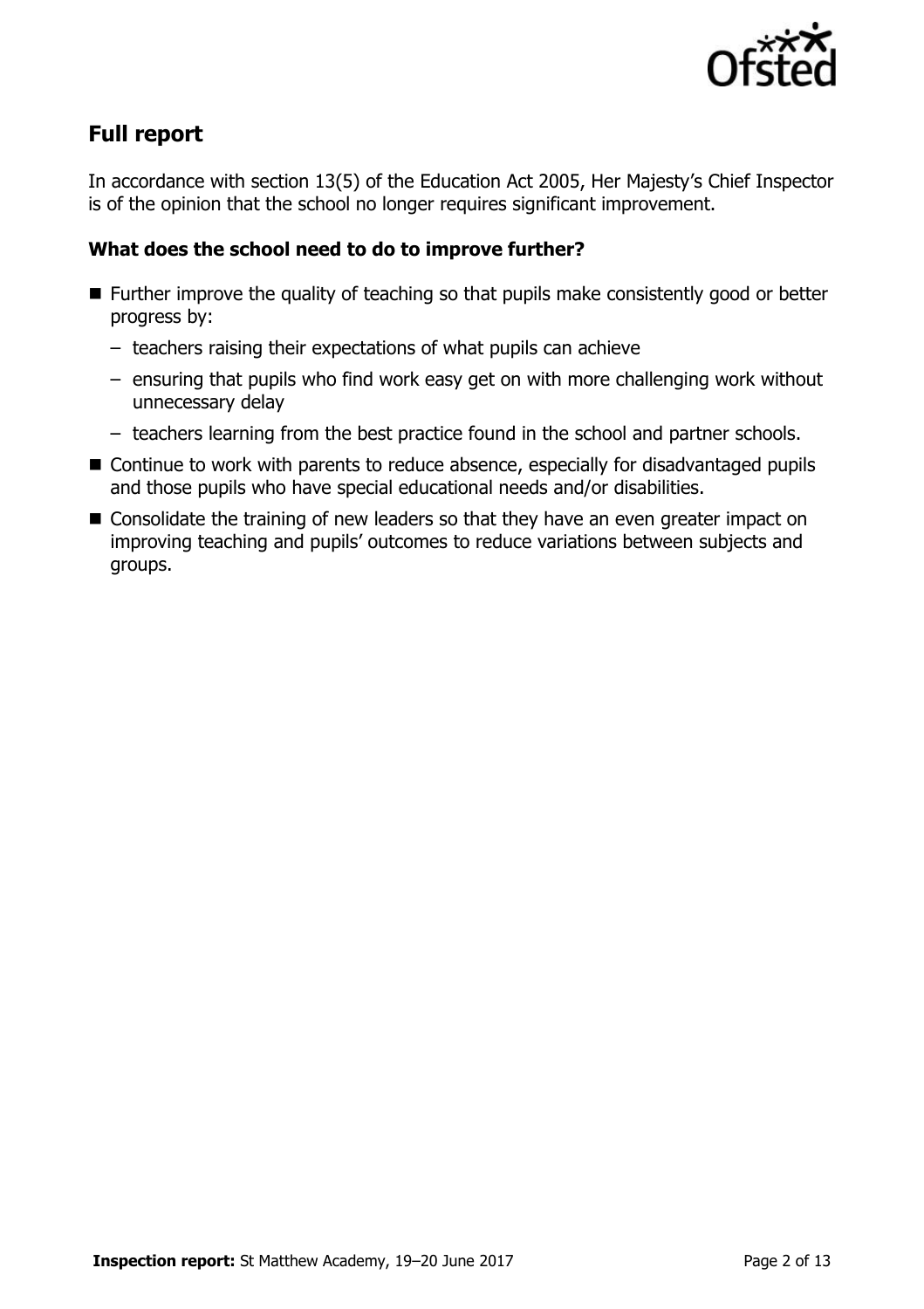## Full report

In accordance with section 13(5) of the Education Act 2005, Her Majesty's Chief Inspector is of the opinion that the school no longer requires significant improvement.

### What does the school need to do to improve further?

- Further improve the quality of teaching so that pupils make consistently good or better progress by:
  - teachers raising their expectations of what pupils can achieve
  - ensuring that pupils who find work easy get on with more challenging work without unnecessary delay
  - teachers learning from the best practice found in the school and partner schools.
- Continue to work with parents to reduce absence, especially for disadvantaged pupils and those pupils who have special educational needs and/or disabilities.
- Consolidate the training of new leaders so that they have an even greater impact on improving teaching and pupils' outcomes to reduce variations between subjects and groups.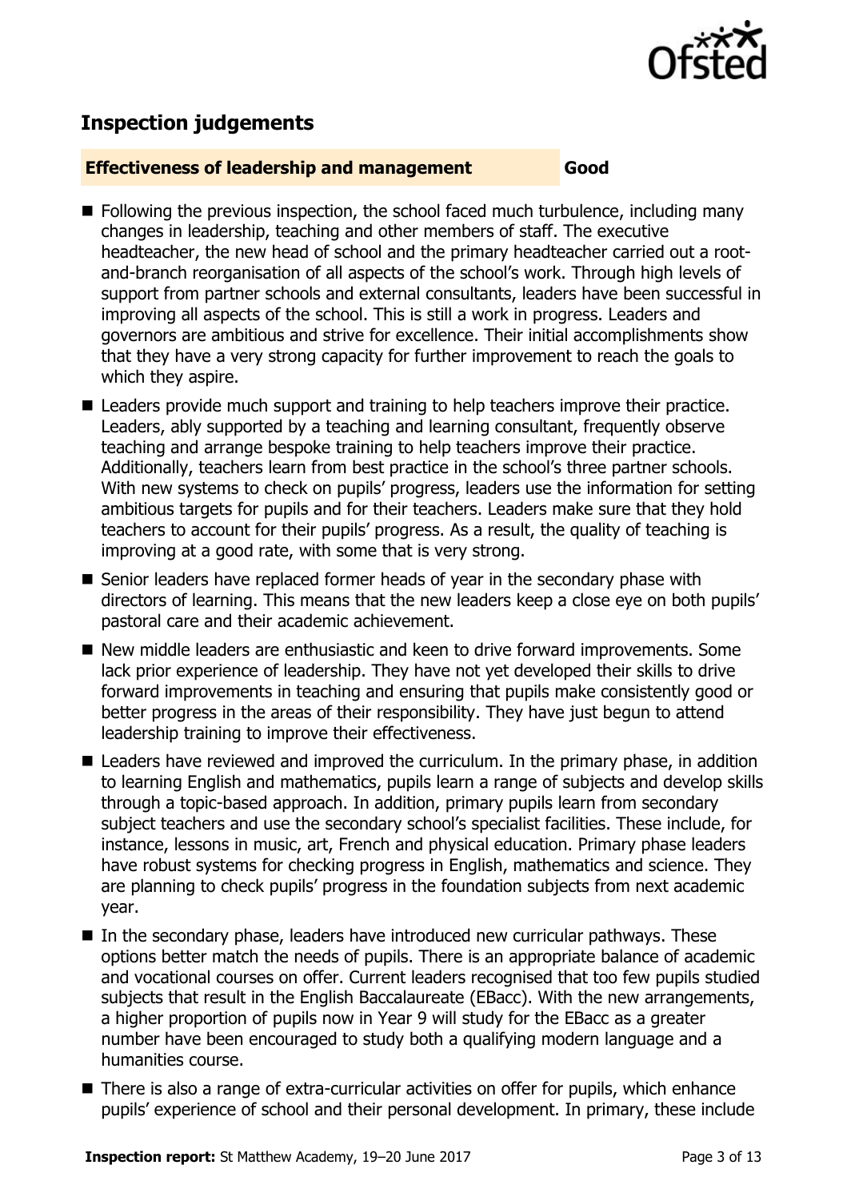## Inspection judgements

| **Effectiveness of leadership and management** | **Good** |
|---|---|

- Following the previous inspection, the school faced much turbulence, including many changes in leadership, teaching and other members of staff. The executive headteacher, the new head of school and the primary headteacher carried out a root-and-branch reorganisation of all aspects of the school's work. Through high levels of support from partner schools and external consultants, leaders have been successful in improving all aspects of the school. This is still a work in progress. Leaders and governors are ambitious and strive for excellence. Their initial accomplishments show that they have a very strong capacity for further improvement to reach the goals to which they aspire.
- Leaders provide much support and training to help teachers improve their practice. Leaders, ably supported by a teaching and learning consultant, frequently observe teaching and arrange bespoke training to help teachers improve their practice. Additionally, teachers learn from best practice in the school's three partner schools. With new systems to check on pupils' progress, leaders use the information for setting ambitious targets for pupils and for their teachers. Leaders make sure that they hold teachers to account for their pupils' progress. As a result, the quality of teaching is improving at a good rate, with some that is very strong.
- Senior leaders have replaced former heads of year in the secondary phase with directors of learning. This means that the new leaders keep a close eye on both pupils' pastoral care and their academic achievement.
- New middle leaders are enthusiastic and keen to drive forward improvements. Some lack prior experience of leadership. They have not yet developed their skills to drive forward improvements in teaching and ensuring that pupils make consistently good or better progress in the areas of their responsibility. They have just begun to attend leadership training to improve their effectiveness.
- Leaders have reviewed and improved the curriculum. In the primary phase, in addition to learning English and mathematics, pupils learn a range of subjects and develop skills through a topic-based approach. In addition, primary pupils learn from secondary subject teachers and use the secondary school's specialist facilities. These include, for instance, lessons in music, art, French and physical education. Primary phase leaders have robust systems for checking progress in English, mathematics and science. They are planning to check pupils' progress in the foundation subjects from next academic year.
- In the secondary phase, leaders have introduced new curricular pathways. These options better match the needs of pupils. There is an appropriate balance of academic and vocational courses on offer. Current leaders recognised that too few pupils studied subjects that result in the English Baccalaureate (EBacc). With the new arrangements, a higher proportion of pupils now in Year 9 will study for the EBacc as a greater number have been encouraged to study both a qualifying modern language and a humanities course.
- There is also a range of extra-curricular activities on offer for pupils, which enhance pupils' experience of school and their personal development. In primary, these include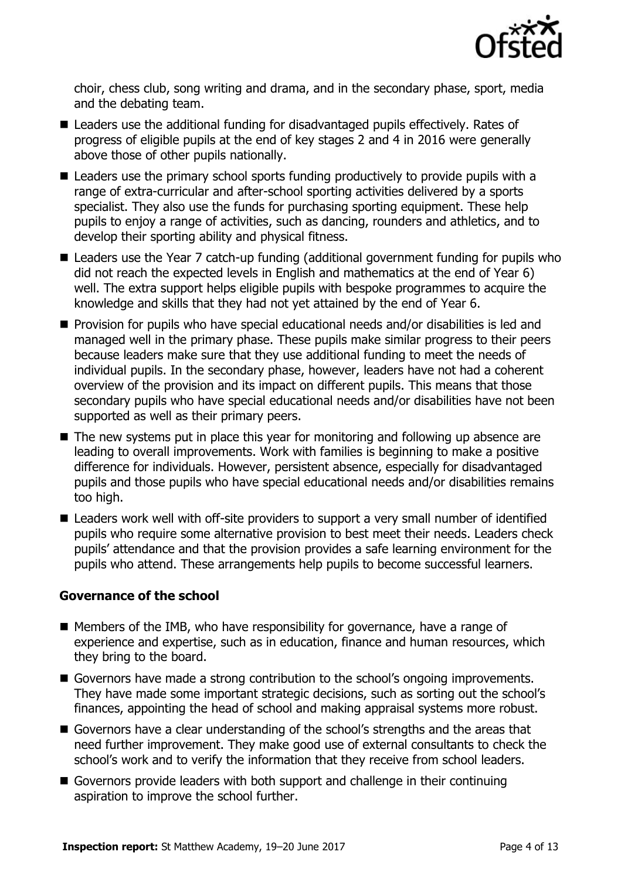choir, chess club, song writing and drama, and in the secondary phase, sport, media and the debating team.

- Leaders use the additional funding for disadvantaged pupils effectively. Rates of progress of eligible pupils at the end of key stages 2 and 4 in 2016 were generally above those of other pupils nationally.
- Leaders use the primary school sports funding productively to provide pupils with a range of extra-curricular and after-school sporting activities delivered by a sports specialist. They also use the funds for purchasing sporting equipment. These help pupils to enjoy a range of activities, such as dancing, rounders and athletics, and to develop their sporting ability and physical fitness.
- Leaders use the Year 7 catch-up funding (additional government funding for pupils who did not reach the expected levels in English and mathematics at the end of Year 6) well. The extra support helps eligible pupils with bespoke programmes to acquire the knowledge and skills that they had not yet attained by the end of Year 6.
- Provision for pupils who have special educational needs and/or disabilities is led and managed well in the primary phase. These pupils make similar progress to their peers because leaders make sure that they use additional funding to meet the needs of individual pupils. In the secondary phase, however, leaders have not had a coherent overview of the provision and its impact on different pupils. This means that those secondary pupils who have special educational needs and/or disabilities have not been supported as well as their primary peers.
- The new systems put in place this year for monitoring and following up absence are leading to overall improvements. Work with families is beginning to make a positive difference for individuals. However, persistent absence, especially for disadvantaged pupils and those pupils who have special educational needs and/or disabilities remains too high.
- Leaders work well with off-site providers to support a very small number of identified pupils who require some alternative provision to best meet their needs. Leaders check pupils' attendance and that the provision provides a safe learning environment for the pupils who attend. These arrangements help pupils to become successful learners.

### Governance of the school

- Members of the IMB, who have responsibility for governance, have a range of experience and expertise, such as in education, finance and human resources, which they bring to the board.
- Governors have made a strong contribution to the school's ongoing improvements. They have made some important strategic decisions, such as sorting out the school's finances, appointing the head of school and making appraisal systems more robust.
- Governors have a clear understanding of the school's strengths and the areas that need further improvement. They make good use of external consultants to check the school's work and to verify the information that they receive from school leaders.
- Governors provide leaders with both support and challenge in their continuing aspiration to improve the school further.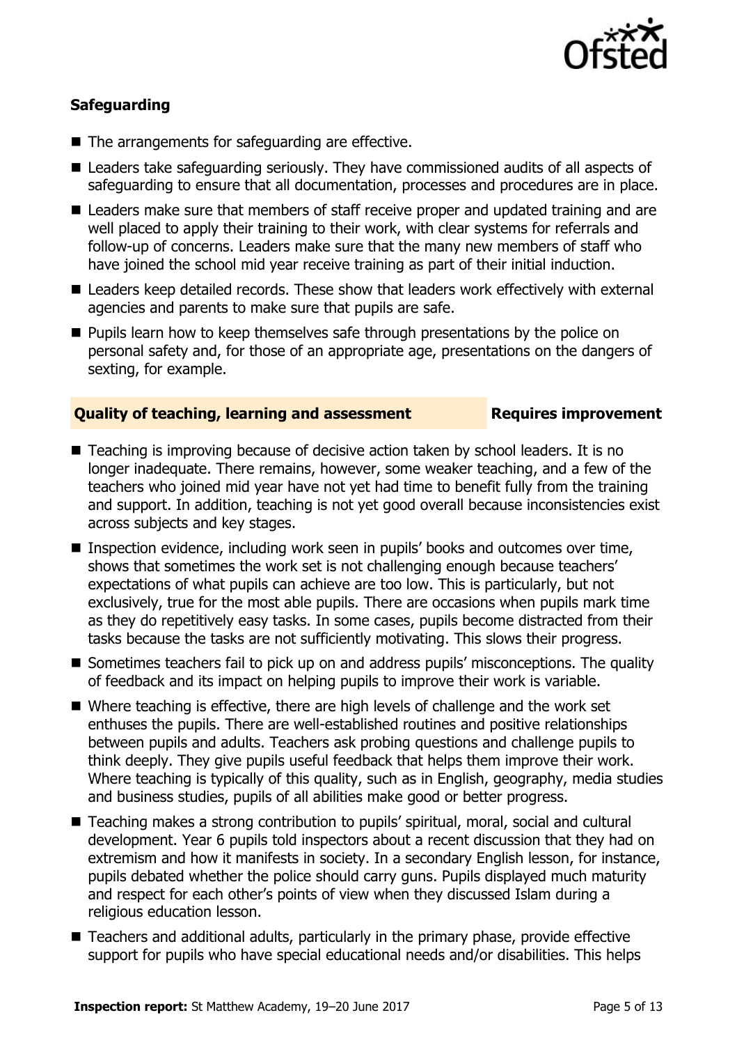### Safeguarding

- The arrangements for safeguarding are effective.
- Leaders take safeguarding seriously. They have commissioned audits of all aspects of safeguarding to ensure that all documentation, processes and procedures are in place.
- Leaders make sure that members of staff receive proper and updated training and are well placed to apply their training to their work, with clear systems for referrals and follow-up of concerns. Leaders make sure that the many new members of staff who have joined the school mid year receive training as part of their initial induction.
- Leaders keep detailed records. These show that leaders work effectively with external agencies and parents to make sure that pupils are safe.
- Pupils learn how to keep themselves safe through presentations by the police on personal safety and, for those of an appropriate age, presentations on the dangers of sexting, for example.

### Quality of teaching, learning and assessment — Requires improvement

- Teaching is improving because of decisive action taken by school leaders. It is no longer inadequate. There remains, however, some weaker teaching, and a few of the teachers who joined mid year have not yet had time to benefit fully from the training and support. In addition, teaching is not yet good overall because inconsistencies exist across subjects and key stages.
- Inspection evidence, including work seen in pupils' books and outcomes over time, shows that sometimes the work set is not challenging enough because teachers' expectations of what pupils can achieve are too low. This is particularly, but not exclusively, true for the most able pupils. There are occasions when pupils mark time as they do repetitively easy tasks. In some cases, pupils become distracted from their tasks because the tasks are not sufficiently motivating. This slows their progress.
- Sometimes teachers fail to pick up on and address pupils' misconceptions. The quality of feedback and its impact on helping pupils to improve their work is variable.
- Where teaching is effective, there are high levels of challenge and the work set enthuses the pupils. There are well-established routines and positive relationships between pupils and adults. Teachers ask probing questions and challenge pupils to think deeply. They give pupils useful feedback that helps them improve their work. Where teaching is typically of this quality, such as in English, geography, media studies and business studies, pupils of all abilities make good or better progress.
- Teaching makes a strong contribution to pupils' spiritual, moral, social and cultural development. Year 6 pupils told inspectors about a recent discussion that they had on extremism and how it manifests in society. In a secondary English lesson, for instance, pupils debated whether the police should carry guns. Pupils displayed much maturity and respect for each other's points of view when they discussed Islam during a religious education lesson.
- Teachers and additional adults, particularly in the primary phase, provide effective support for pupils who have special educational needs and/or disabilities. This helps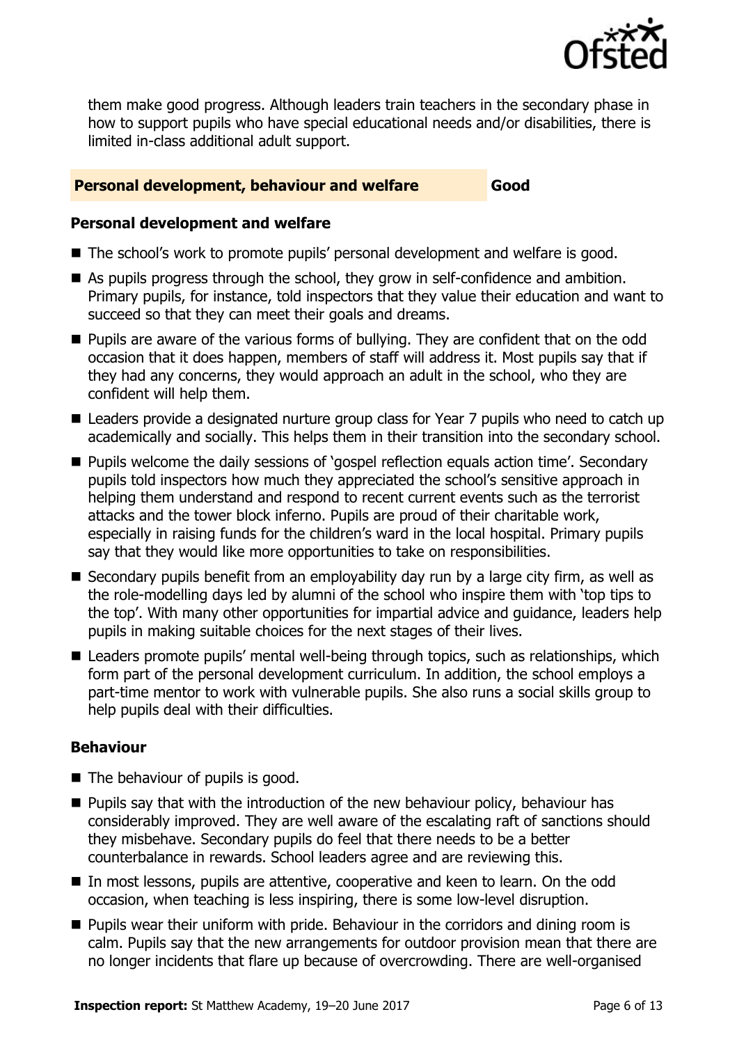them make good progress. Although leaders train teachers in the secondary phase in how to support pupils who have special educational needs and/or disabilities, there is limited in-class additional adult support.

## Personal development, behaviour and welfare — Good

### Personal development and welfare

- The school's work to promote pupils' personal development and welfare is good.
- As pupils progress through the school, they grow in self-confidence and ambition. Primary pupils, for instance, told inspectors that they value their education and want to succeed so that they can meet their goals and dreams.
- Pupils are aware of the various forms of bullying. They are confident that on the odd occasion that it does happen, members of staff will address it. Most pupils say that if they had any concerns, they would approach an adult in the school, who they are confident will help them.
- Leaders provide a designated nurture group class for Year 7 pupils who need to catch up academically and socially. This helps them in their transition into the secondary school.
- Pupils welcome the daily sessions of 'gospel reflection equals action time'. Secondary pupils told inspectors how much they appreciated the school's sensitive approach in helping them understand and respond to recent current events such as the terrorist attacks and the tower block inferno. Pupils are proud of their charitable work, especially in raising funds for the children's ward in the local hospital. Primary pupils say that they would like more opportunities to take on responsibilities.
- Secondary pupils benefit from an employability day run by a large city firm, as well as the role-modelling days led by alumni of the school who inspire them with 'top tips to the top'. With many other opportunities for impartial advice and guidance, leaders help pupils in making suitable choices for the next stages of their lives.
- Leaders promote pupils' mental well-being through topics, such as relationships, which form part of the personal development curriculum. In addition, the school employs a part-time mentor to work with vulnerable pupils. She also runs a social skills group to help pupils deal with their difficulties.

### Behaviour

- The behaviour of pupils is good.
- Pupils say that with the introduction of the new behaviour policy, behaviour has considerably improved. They are well aware of the escalating raft of sanctions should they misbehave. Secondary pupils do feel that there needs to be a better counterbalance in rewards. School leaders agree and are reviewing this.
- In most lessons, pupils are attentive, cooperative and keen to learn. On the odd occasion, when teaching is less inspiring, there is some low-level disruption.
- Pupils wear their uniform with pride. Behaviour in the corridors and dining room is calm. Pupils say that the new arrangements for outdoor provision mean that there are no longer incidents that flare up because of overcrowding. There are well-organised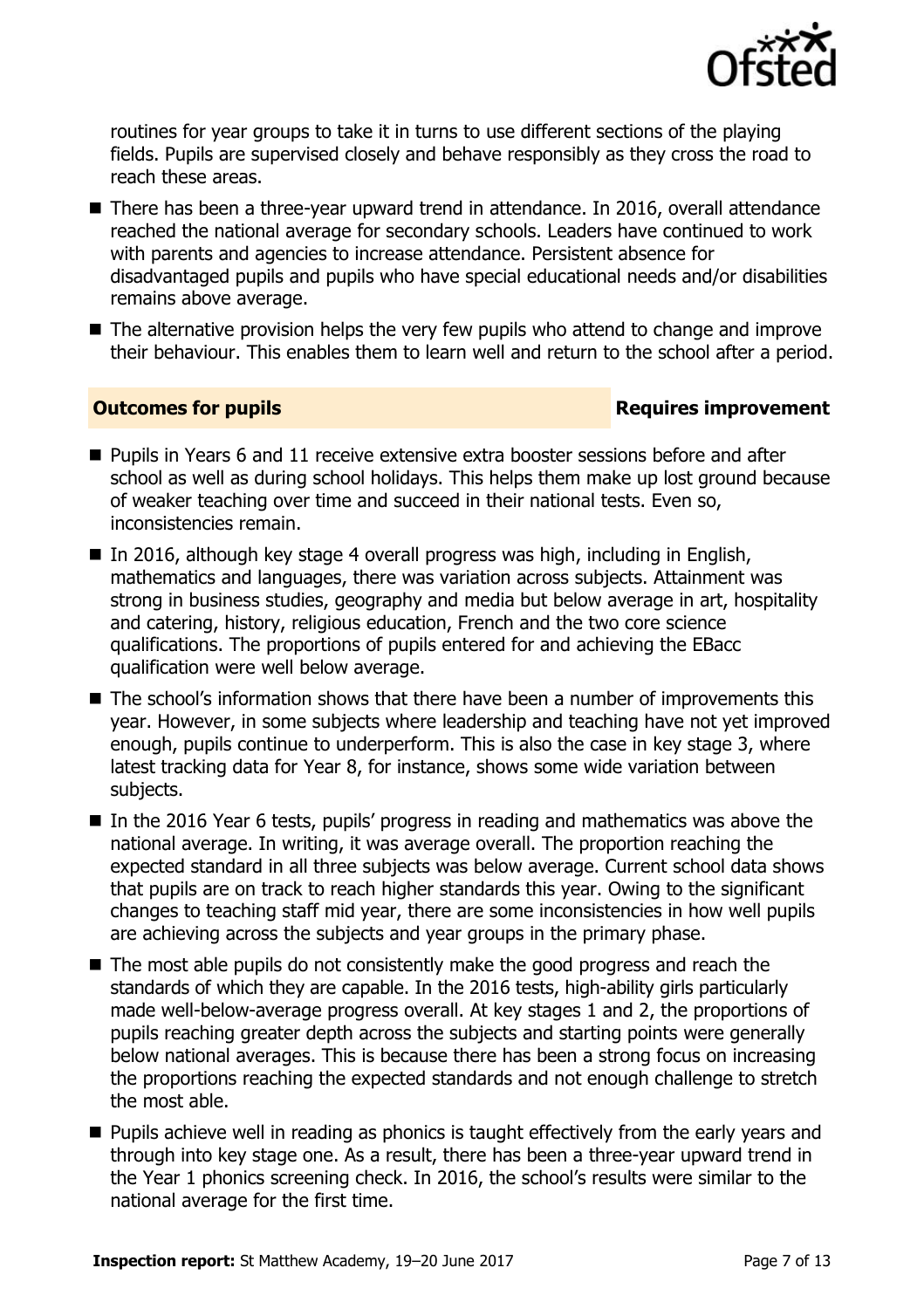routines for year groups to take it in turns to use different sections of the playing fields. Pupils are supervised closely and behave responsibly as they cross the road to reach these areas.

- There has been a three-year upward trend in attendance. In 2016, overall attendance reached the national average for secondary schools. Leaders have continued to work with parents and agencies to increase attendance. Persistent absence for disadvantaged pupils and pupils who have special educational needs and/or disabilities remains above average.
- The alternative provision helps the very few pupils who attend to change and improve their behaviour. This enables them to learn well and return to the school after a period.

## Outcomes for pupils — Requires improvement

- Pupils in Years 6 and 11 receive extensive extra booster sessions before and after school as well as during school holidays. This helps them make up lost ground because of weaker teaching over time and succeed in their national tests. Even so, inconsistencies remain.
- In 2016, although key stage 4 overall progress was high, including in English, mathematics and languages, there was variation across subjects. Attainment was strong in business studies, geography and media but below average in art, hospitality and catering, history, religious education, French and the two core science qualifications. The proportions of pupils entered for and achieving the EBacc qualification were well below average.
- The school's information shows that there have been a number of improvements this year. However, in some subjects where leadership and teaching have not yet improved enough, pupils continue to underperform. This is also the case in key stage 3, where latest tracking data for Year 8, for instance, shows some wide variation between subjects.
- In the 2016 Year 6 tests, pupils' progress in reading and mathematics was above the national average. In writing, it was average overall. The proportion reaching the expected standard in all three subjects was below average. Current school data shows that pupils are on track to reach higher standards this year. Owing to the significant changes to teaching staff mid year, there are some inconsistencies in how well pupils are achieving across the subjects and year groups in the primary phase.
- The most able pupils do not consistently make the good progress and reach the standards of which they are capable. In the 2016 tests, high-ability girls particularly made well-below-average progress overall. At key stages 1 and 2, the proportions of pupils reaching greater depth across the subjects and starting points were generally below national averages. This is because there has been a strong focus on increasing the proportions reaching the expected standards and not enough challenge to stretch the most able.
- Pupils achieve well in reading as phonics is taught effectively from the early years and through into key stage one. As a result, there has been a three-year upward trend in the Year 1 phonics screening check. In 2016, the school's results were similar to the national average for the first time.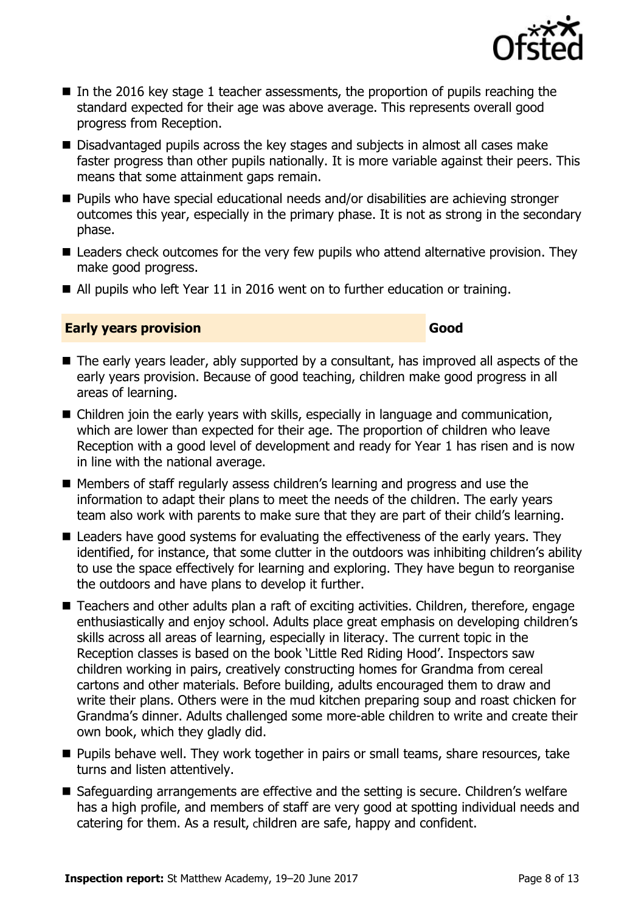- In the 2016 key stage 1 teacher assessments, the proportion of pupils reaching the standard expected for their age was above average. This represents overall good progress from Reception.
- Disadvantaged pupils across the key stages and subjects in almost all cases make faster progress than other pupils nationally. It is more variable against their peers. This means that some attainment gaps remain.
- Pupils who have special educational needs and/or disabilities are achieving stronger outcomes this year, especially in the primary phase. It is not as strong in the secondary phase.
- Leaders check outcomes for the very few pupils who attend alternative provision. They make good progress.
- All pupils who left Year 11 in 2016 went on to further education or training.

| **Early years provision** | **Good** |
|---|---|

- The early years leader, ably supported by a consultant, has improved all aspects of the early years provision. Because of good teaching, children make good progress in all areas of learning.
- Children join the early years with skills, especially in language and communication, which are lower than expected for their age. The proportion of children who leave Reception with a good level of development and ready for Year 1 has risen and is now in line with the national average.
- Members of staff regularly assess children's learning and progress and use the information to adapt their plans to meet the needs of the children. The early years team also work with parents to make sure that they are part of their child's learning.
- Leaders have good systems for evaluating the effectiveness of the early years. They identified, for instance, that some clutter in the outdoors was inhibiting children's ability to use the space effectively for learning and exploring. They have begun to reorganise the outdoors and have plans to develop it further.
- Teachers and other adults plan a raft of exciting activities. Children, therefore, engage enthusiastically and enjoy school. Adults place great emphasis on developing children's skills across all areas of learning, especially in literacy. The current topic in the Reception classes is based on the book 'Little Red Riding Hood'. Inspectors saw children working in pairs, creatively constructing homes for Grandma from cereal cartons and other materials. Before building, adults encouraged them to draw and write their plans. Others were in the mud kitchen preparing soup and roast chicken for Grandma's dinner. Adults challenged some more-able children to write and create their own book, which they gladly did.
- Pupils behave well. They work together in pairs or small teams, share resources, take turns and listen attentively.
- Safeguarding arrangements are effective and the setting is secure. Children's welfare has a high profile, and members of staff are very good at spotting individual needs and catering for them. As a result, children are safe, happy and confident.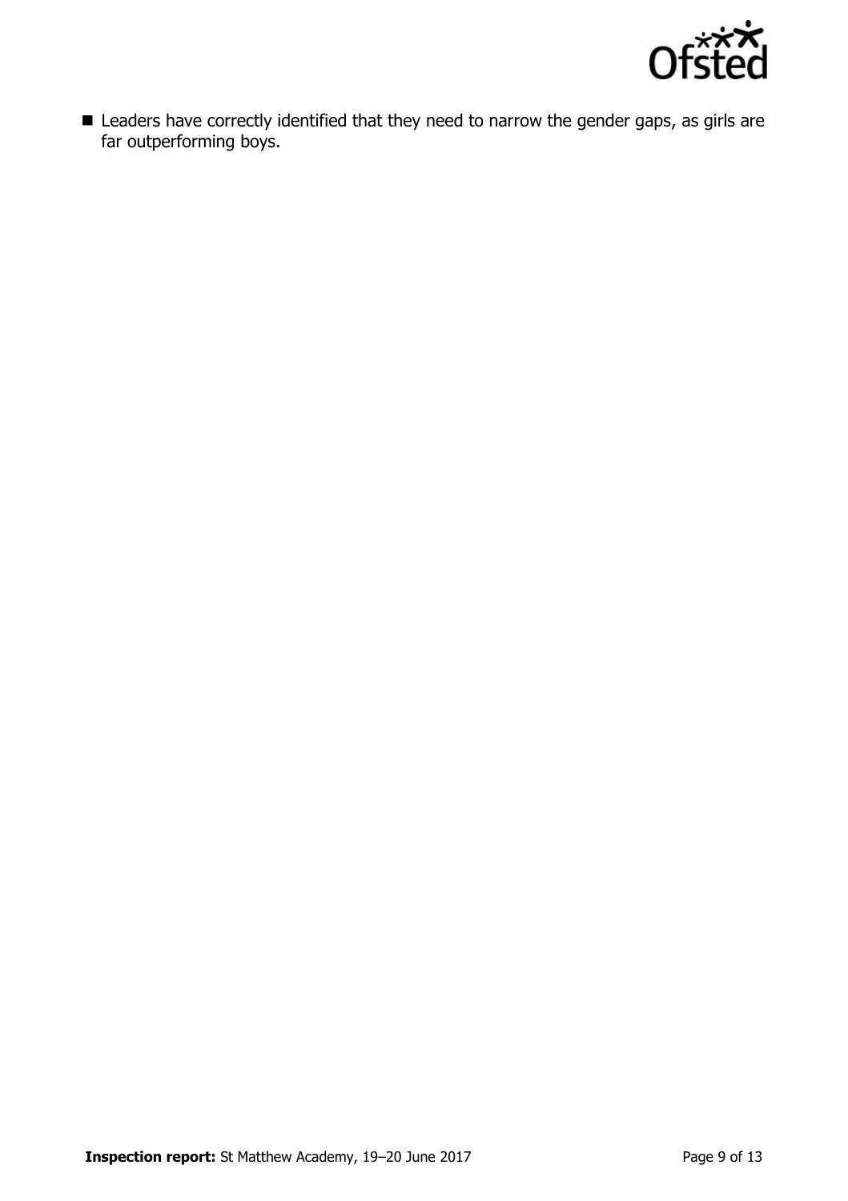- Leaders have correctly identified that they need to narrow the gender gaps, as girls are far outperforming boys.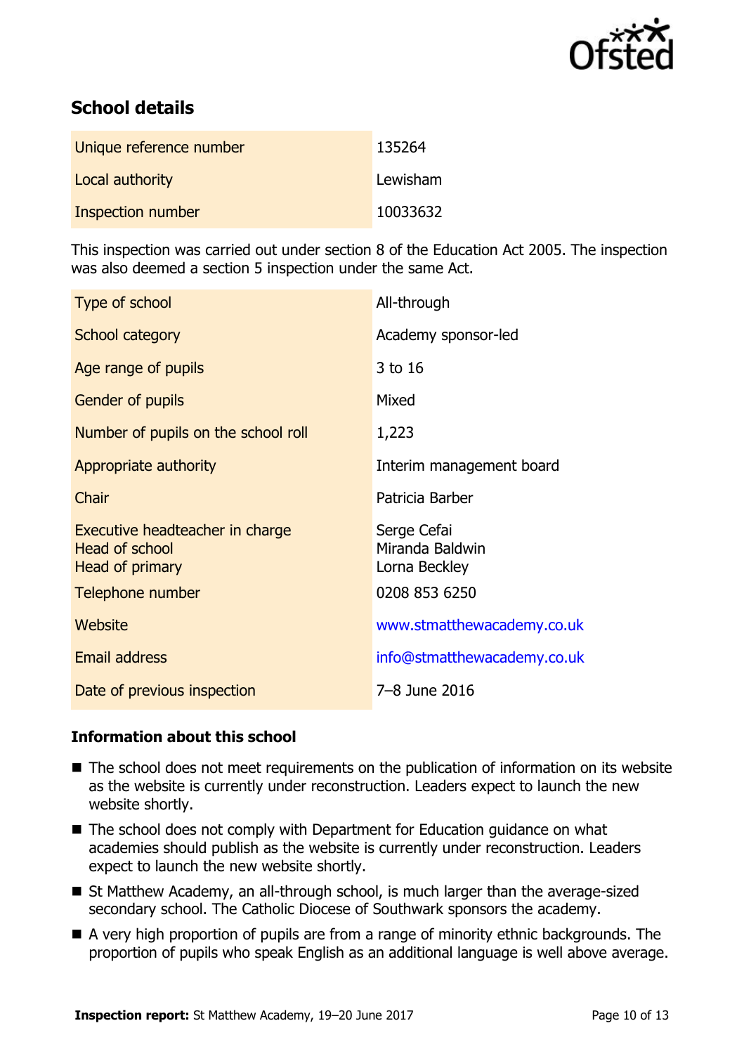## School details

| | |
|---|---|
| Unique reference number | 135264 |
| Local authority | Lewisham |
| Inspection number | 10033632 |

This inspection was carried out under section 8 of the Education Act 2005. The inspection was also deemed a section 5 inspection under the same Act.

| | |
|---|---|
| Type of school | All-through |
| School category | Academy sponsor-led |
| Age range of pupils | 3 to 16 |
| Gender of pupils | Mixed |
| Number of pupils on the school roll | 1,223 |
| Appropriate authority | Interim management board |
| Chair | Patricia Barber |
| Executive headteacher in charge<br>Head of school<br>Head of primary | Serge Cefai<br>Miranda Baldwin<br>Lorna Beckley |
| Telephone number | 0208 853 6250 |
| Website | www.stmatthewacademy.co.uk |
| Email address | info@stmatthewacademy.co.uk |
| Date of previous inspection | 7–8 June 2016 |

### Information about this school

- The school does not meet requirements on the publication of information on its website as the website is currently under reconstruction. Leaders expect to launch the new website shortly.
- The school does not comply with Department for Education guidance on what academies should publish as the website is currently under reconstruction. Leaders expect to launch the new website shortly.
- St Matthew Academy, an all-through school, is much larger than the average-sized secondary school. The Catholic Diocese of Southwark sponsors the academy.
- A very high proportion of pupils are from a range of minority ethnic backgrounds. The proportion of pupils who speak English as an additional language is well above average.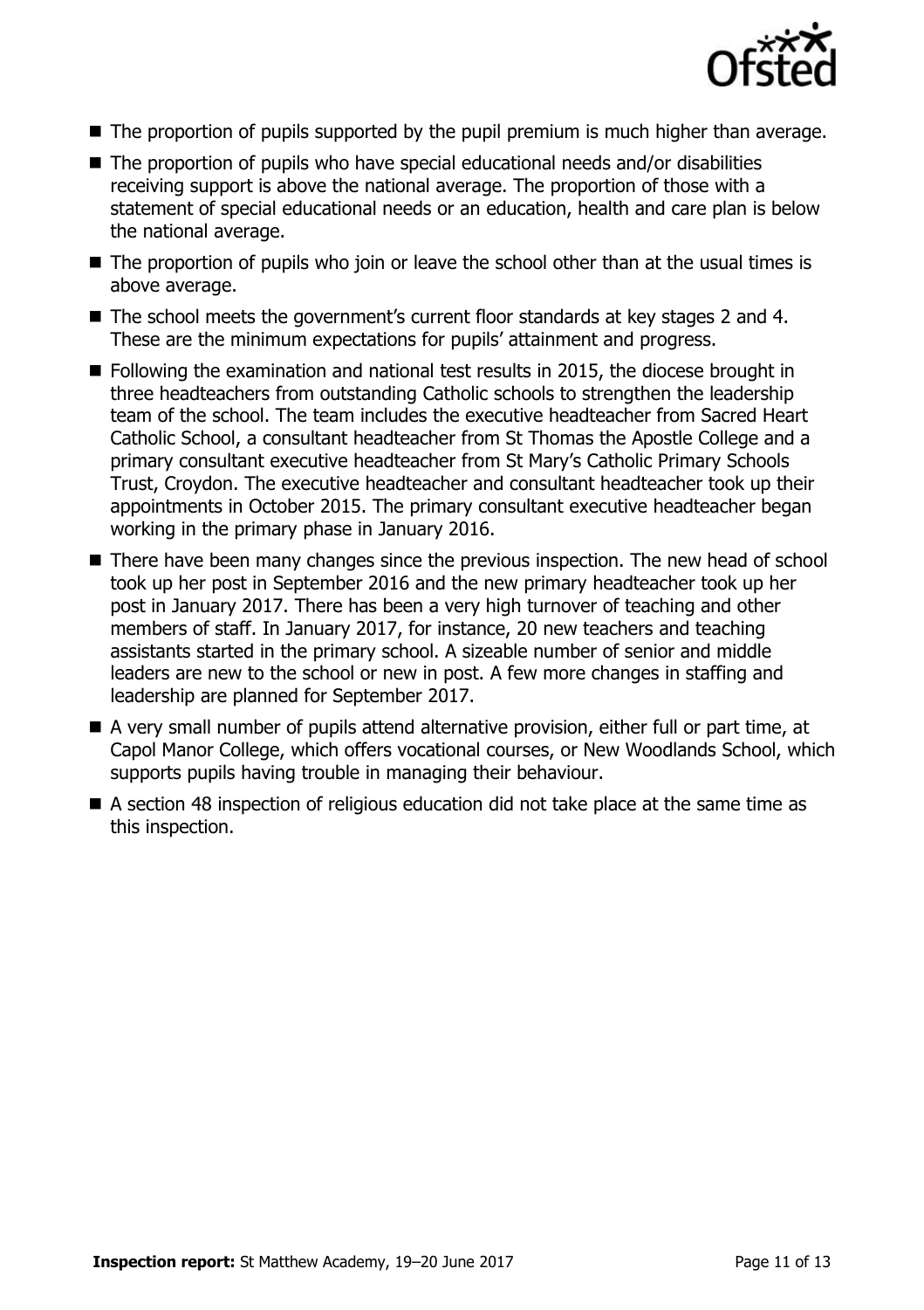- The proportion of pupils supported by the pupil premium is much higher than average.
- The proportion of pupils who have special educational needs and/or disabilities receiving support is above the national average. The proportion of those with a statement of special educational needs or an education, health and care plan is below the national average.
- The proportion of pupils who join or leave the school other than at the usual times is above average.
- The school meets the government's current floor standards at key stages 2 and 4. These are the minimum expectations for pupils' attainment and progress.
- Following the examination and national test results in 2015, the diocese brought in three headteachers from outstanding Catholic schools to strengthen the leadership team of the school. The team includes the executive headteacher from Sacred Heart Catholic School, a consultant headteacher from St Thomas the Apostle College and a primary consultant executive headteacher from St Mary's Catholic Primary Schools Trust, Croydon. The executive headteacher and consultant headteacher took up their appointments in October 2015. The primary consultant executive headteacher began working in the primary phase in January 2016.
- There have been many changes since the previous inspection. The new head of school took up her post in September 2016 and the new primary headteacher took up her post in January 2017. There has been a very high turnover of teaching and other members of staff. In January 2017, for instance, 20 new teachers and teaching assistants started in the primary school. A sizeable number of senior and middle leaders are new to the school or new in post. A few more changes in staffing and leadership are planned for September 2017.
- A very small number of pupils attend alternative provision, either full or part time, at Capol Manor College, which offers vocational courses, or New Woodlands School, which supports pupils having trouble in managing their behaviour.
- A section 48 inspection of religious education did not take place at the same time as this inspection.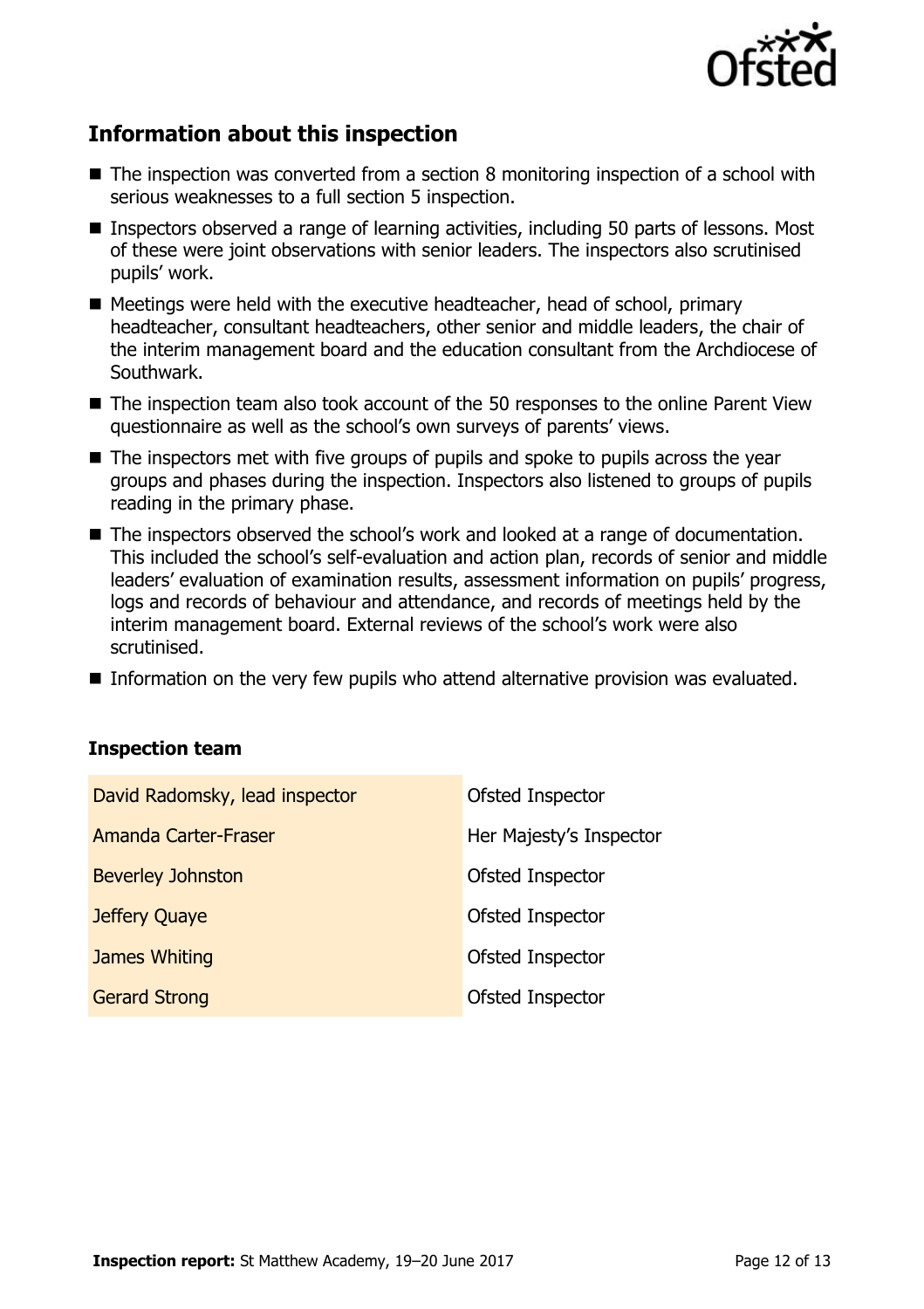## Information about this inspection

- The inspection was converted from a section 8 monitoring inspection of a school with serious weaknesses to a full section 5 inspection.
- Inspectors observed a range of learning activities, including 50 parts of lessons. Most of these were joint observations with senior leaders. The inspectors also scrutinised pupils' work.
- Meetings were held with the executive headteacher, head of school, primary headteacher, consultant headteachers, other senior and middle leaders, the chair of the interim management board and the education consultant from the Archdiocese of Southwark.
- The inspection team also took account of the 50 responses to the online Parent View questionnaire as well as the school's own surveys of parents' views.
- The inspectors met with five groups of pupils and spoke to pupils across the year groups and phases during the inspection. Inspectors also listened to groups of pupils reading in the primary phase.
- The inspectors observed the school's work and looked at a range of documentation. This included the school's self-evaluation and action plan, records of senior and middle leaders' evaluation of examination results, assessment information on pupils' progress, logs and records of behaviour and attendance, and records of meetings held by the interim management board. External reviews of the school's work were also scrutinised.
- Information on the very few pupils who attend alternative provision was evaluated.

### Inspection team

| | |
|---|---|
| David Radomsky, lead inspector | Ofsted Inspector |
| Amanda Carter-Fraser | Her Majesty's Inspector |
| Beverley Johnston | Ofsted Inspector |
| Jeffery Quaye | Ofsted Inspector |
| James Whiting | Ofsted Inspector |
| Gerard Strong | Ofsted Inspector |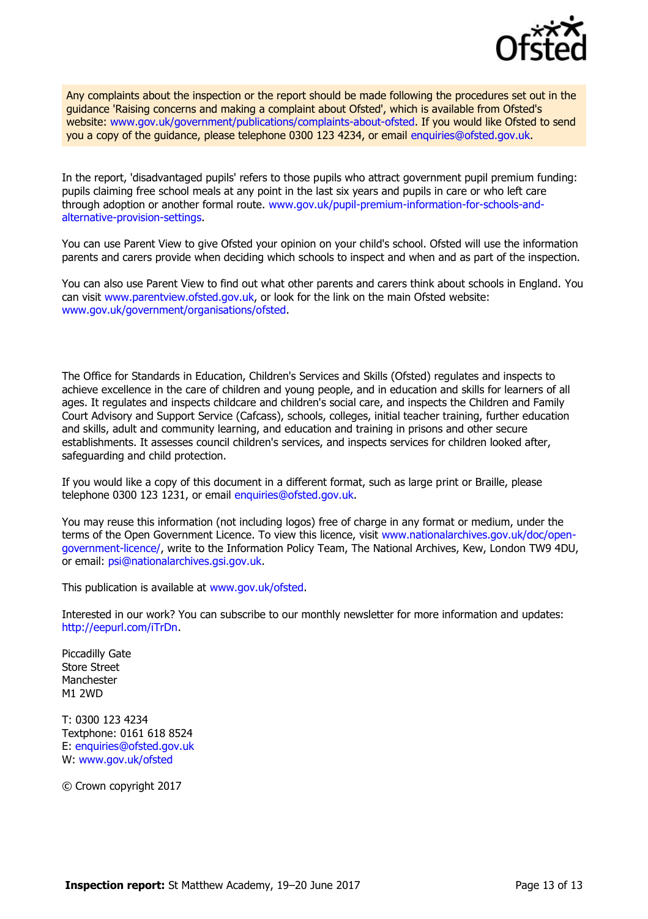Any complaints about the inspection or the report should be made following the procedures set out in the guidance 'Raising concerns and making a complaint about Ofsted', which is available from Ofsted's website: www.gov.uk/government/publications/complaints-about-ofsted. If you would like Ofsted to send you a copy of the guidance, please telephone 0300 123 4234, or email enquiries@ofsted.gov.uk.

In the report, 'disadvantaged pupils' refers to those pupils who attract government pupil premium funding: pupils claiming free school meals at any point in the last six years and pupils in care or who left care through adoption or another formal route. www.gov.uk/pupil-premium-information-for-schools-and-alternative-provision-settings.

You can use Parent View to give Ofsted your opinion on your child's school. Ofsted will use the information parents and carers provide when deciding which schools to inspect and when and as part of the inspection.

You can also use Parent View to find out what other parents and carers think about schools in England. You can visit www.parentview.ofsted.gov.uk, or look for the link on the main Ofsted website: www.gov.uk/government/organisations/ofsted.

The Office for Standards in Education, Children's Services and Skills (Ofsted) regulates and inspects to achieve excellence in the care of children and young people, and in education and skills for learners of all ages. It regulates and inspects childcare and children's social care, and inspects the Children and Family Court Advisory and Support Service (Cafcass), schools, colleges, initial teacher training, further education and skills, adult and community learning, and education and training in prisons and other secure establishments. It assesses council children's services, and inspects services for children looked after, safeguarding and child protection.

If you would like a copy of this document in a different format, such as large print or Braille, please telephone 0300 123 1231, or email enquiries@ofsted.gov.uk.

You may reuse this information (not including logos) free of charge in any format or medium, under the terms of the Open Government Licence. To view this licence, visit www.nationalarchives.gov.uk/doc/open-government-licence/, write to the Information Policy Team, The National Archives, Kew, London TW9 4DU, or email: psi@nationalarchives.gsi.gov.uk.

This publication is available at www.gov.uk/ofsted.

Interested in our work? You can subscribe to our monthly newsletter for more information and updates: http://eepurl.com/iTrDn.

Piccadilly Gate  
Store Street  
Manchester  
M1 2WD

T: 0300 123 4234  
Textphone: 0161 618 8524  
E: enquiries@ofsted.gov.uk  
W: www.gov.uk/ofsted

© Crown copyright 2017